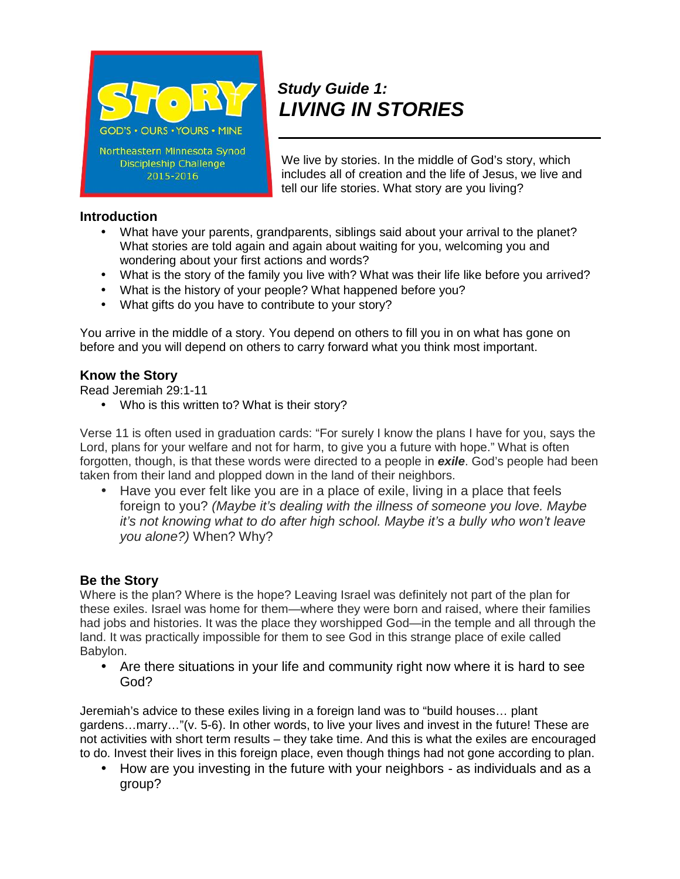STORY

GOD'S • OURS • YOURS • MINE

Northeastern Minnesota Synod
Discipleship Challenge
2015-2016

# *Study Guide 1: LIVING IN STORIES*

We live by stories. In the middle of God's story, which includes all of creation and the life of Jesus, we live and tell our life stories. What story are you living?

## Introduction

- What have your parents, grandparents, siblings said about your arrival to the planet? What stories are told again and again about waiting for you, welcoming you and wondering about your first actions and words?
- What is the story of the family you live with? What was their life like before you arrived?
- What is the history of your people? What happened before you?
- What gifts do you have to contribute to your story?

You arrive in the middle of a story. You depend on others to fill you in on what has gone on before and you will depend on others to carry forward what you think most important.

## Know the Story

Read Jeremiah 29:1-11

- Who is this written to? What is their story?

Verse 11 is often used in graduation cards: "For surely I know the plans I have for you, says the Lord, plans for your welfare and not for harm, to give you a future with hope." What is often forgotten, though, is that these words were directed to a people in ***exile***. God's people had been taken from their land and plopped down in the land of their neighbors.

- Have you ever felt like you are in a place of exile, living in a place that feels foreign to you? *(Maybe it's dealing with the illness of someone you love. Maybe it's not knowing what to do after high school. Maybe it's a bully who won't leave you alone?)* When? Why?

## Be the Story

Where is the plan? Where is the hope? Leaving Israel was definitely not part of the plan for these exiles. Israel was home for them—where they were born and raised, where their families had jobs and histories. It was the place they worshipped God—in the temple and all through the land. It was practically impossible for them to see God in this strange place of exile called Babylon.

- Are there situations in your life and community right now where it is hard to see God?

Jeremiah's advice to these exiles living in a foreign land was to "build houses… plant gardens…marry…"(v. 5-6). In other words, to live your lives and invest in the future! These are not activities with short term results – they take time. And this is what the exiles are encouraged to do. Invest their lives in this foreign place, even though things had not gone according to plan.

- How are you investing in the future with your neighbors - as individuals and as a group?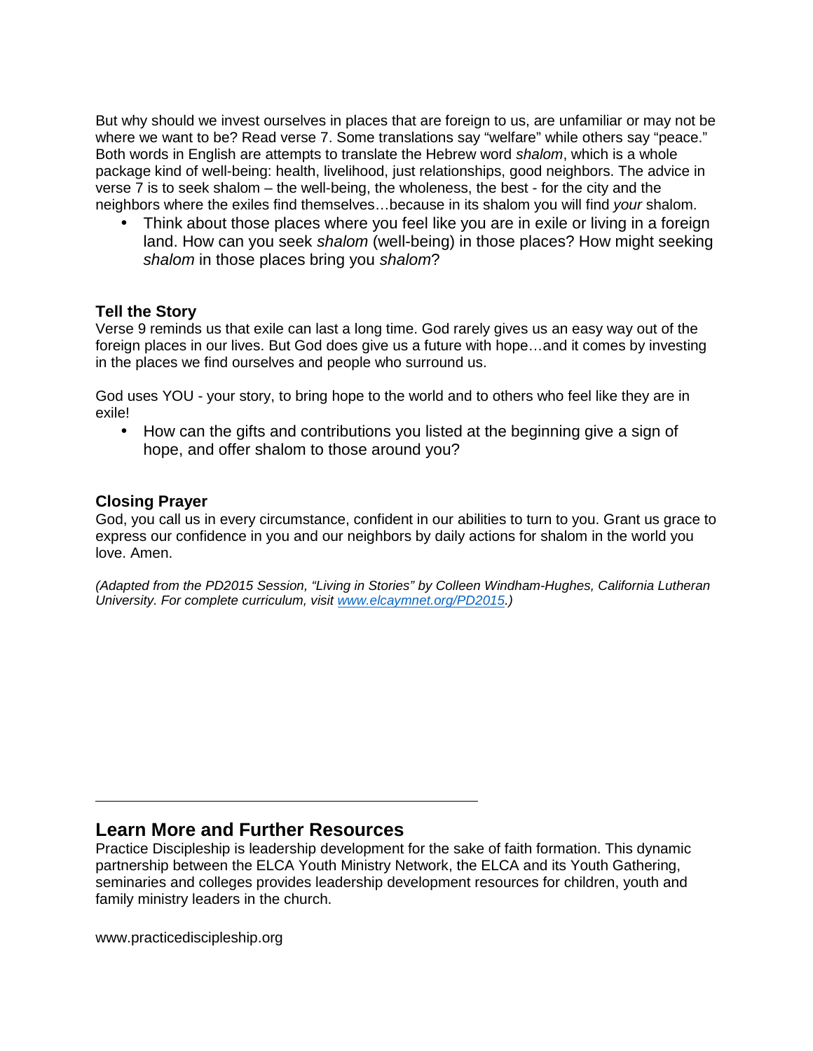But why should we invest ourselves in places that are foreign to us, are unfamiliar or may not be where we want to be? Read verse 7. Some translations say "welfare" while others say "peace." Both words in English are attempts to translate the Hebrew word *shalom*, which is a whole package kind of well-being: health, livelihood, just relationships, good neighbors. The advice in verse 7 is to seek shalom – the well-being, the wholeness, the best - for the city and the neighbors where the exiles find themselves…because in its shalom you will find *your* shalom.

- Think about those places where you feel like you are in exile or living in a foreign land. How can you seek *shalom* (well-being) in those places? How might seeking *shalom* in those places bring you *shalom*?

### Tell the Story

Verse 9 reminds us that exile can last a long time. God rarely gives us an easy way out of the foreign places in our lives. But God does give us a future with hope…and it comes by investing in the places we find ourselves and people who surround us.

God uses YOU - your story, to bring hope to the world and to others who feel like they are in exile!

- How can the gifts and contributions you listed at the beginning give a sign of hope, and offer shalom to those around you?

### Closing Prayer

God, you call us in every circumstance, confident in our abilities to turn to you. Grant us grace to express our confidence in you and our neighbors by daily actions for shalom in the world you love. Amen.

*(Adapted from the PD2015 Session, "Living in Stories" by Colleen Windham-Hughes, California Lutheran University. For complete curriculum, visit [www.elcaymnet.org/PD2015](http://www.elcaymnet.org/PD2015).)*

---

## Learn More and Further Resources

Practice Discipleship is leadership development for the sake of faith formation. This dynamic partnership between the ELCA Youth Ministry Network, the ELCA and its Youth Gathering, seminaries and colleges provides leadership development resources for children, youth and family ministry leaders in the church.

www.practicediscipleship.org